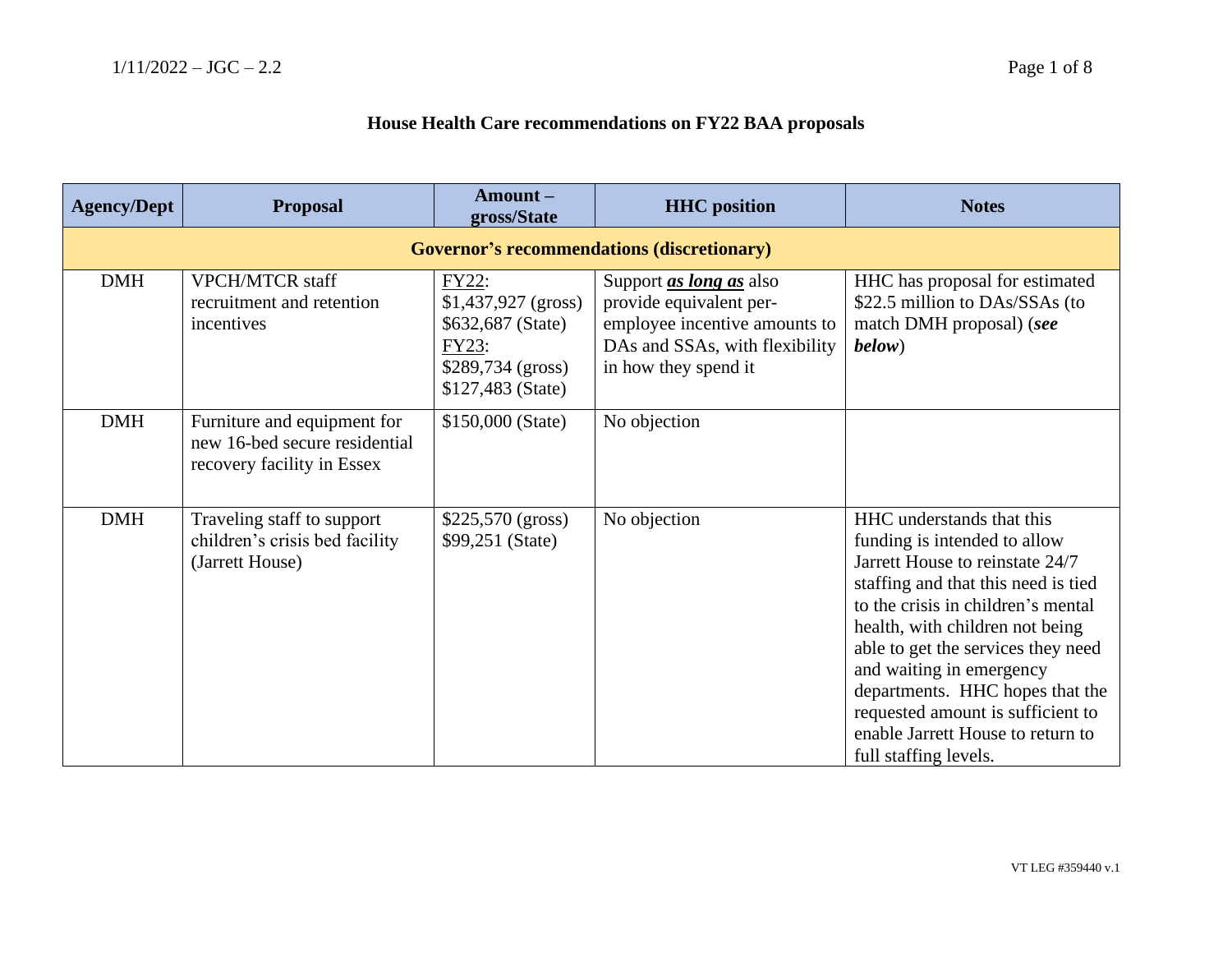# House Health Care recommendations on FY22 BAA proposals

| Agency/Dept | Proposal | Amount – gross/State | HHC position | Notes |
|---|---|---|---|---|
| **Governor's recommendations (discretionary)** | | | | |
| DMH | VPCH/MTCR staff recruitment and retention incentives | FY22: $1,437,927 (gross) $632,687 (State) FY23: $289,734 (gross) $127,483 (State) | Support ***as long as*** also provide equivalent per-employee incentive amounts to DAs and SSAs, with flexibility in how they spend it | HHC has proposal for estimated $22.5 million to DAs/SSAs (to match DMH proposal) (***see below***) |
| DMH | Furniture and equipment for new 16-bed secure residential recovery facility in Essex | $150,000 (State) | No objection | |
| DMH | Traveling staff to support children's crisis bed facility (Jarrett House) | $225,570 (gross) $99,251 (State) | No objection | HHC understands that this funding is intended to allow Jarrett House to reinstate 24/7 staffing and that this need is tied to the crisis in children's mental health, with children not being able to get the services they need and waiting in emergency departments. HHC hopes that the requested amount is sufficient to enable Jarrett House to return to full staffing levels. |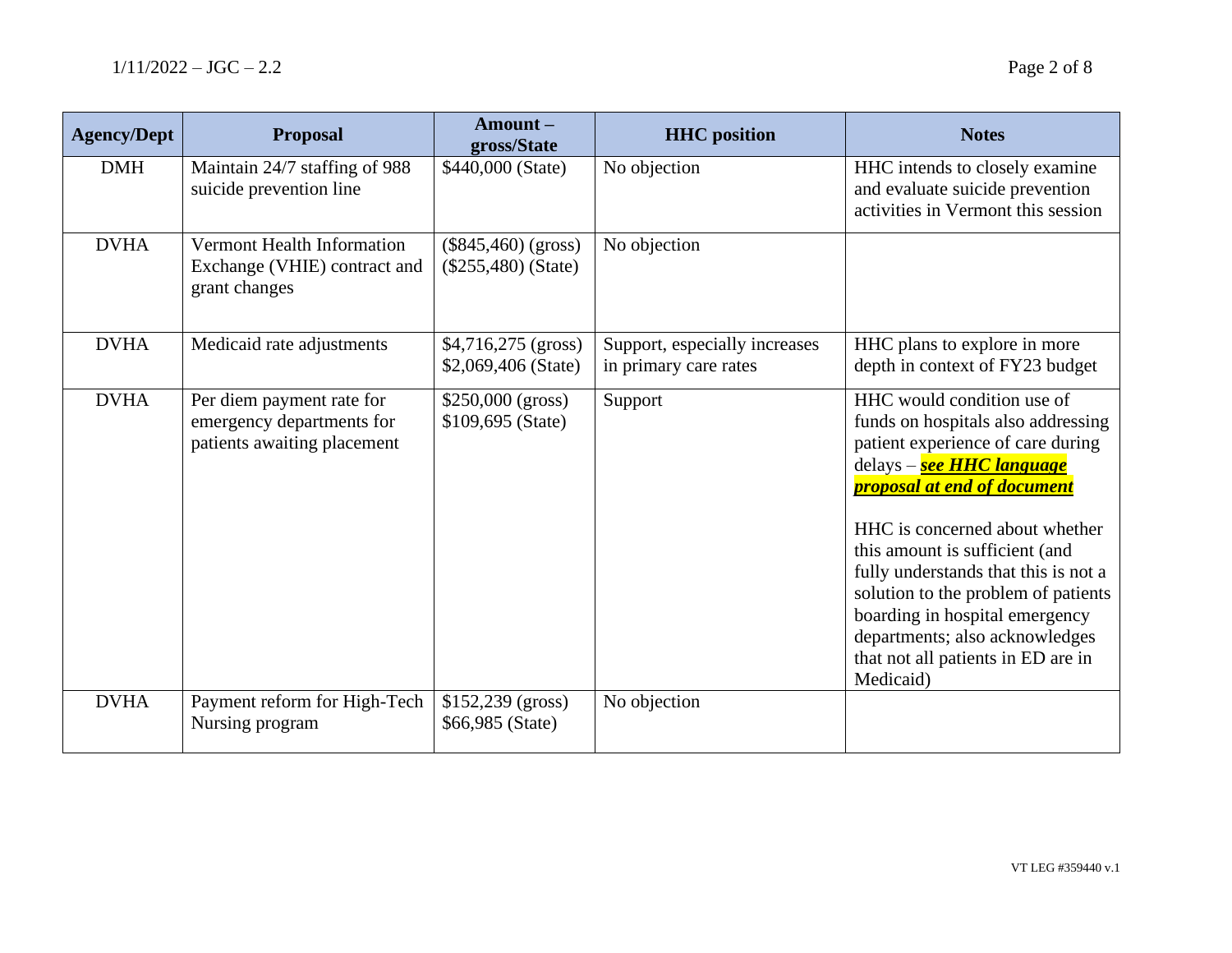| Agency/Dept | Proposal | Amount – gross/State | HHC position | Notes |
|---|---|---|---|---|
| DMH | Maintain 24/7 staffing of 988 suicide prevention line | $440,000 (State) | No objection | HHC intends to closely examine and evaluate suicide prevention activities in Vermont this session |
| DVHA | Vermont Health Information Exchange (VHIE) contract and grant changes | ($845,460) (gross)<br>($255,480) (State) | No objection | |
| DVHA | Medicaid rate adjustments | $4,716,275 (gross)<br>$2,069,406 (State) | Support, especially increases in primary care rates | HHC plans to explore in more depth in context of FY23 budget |
| DVHA | Per diem payment rate for emergency departments for patients awaiting placement | $250,000 (gross)<br>$109,695 (State) | Support | HHC would condition use of funds on hospitals also addressing patient experience of care during delays – ***see HHC language proposal at end of document***<br><br>HHC is concerned about whether this amount is sufficient (and fully understands that this is not a solution to the problem of patients boarding in hospital emergency departments; also acknowledges that not all patients in ED are in Medicaid) |
| DVHA | Payment reform for High-Tech Nursing program | $152,239 (gross)<br>$66,985 (State) | No objection | |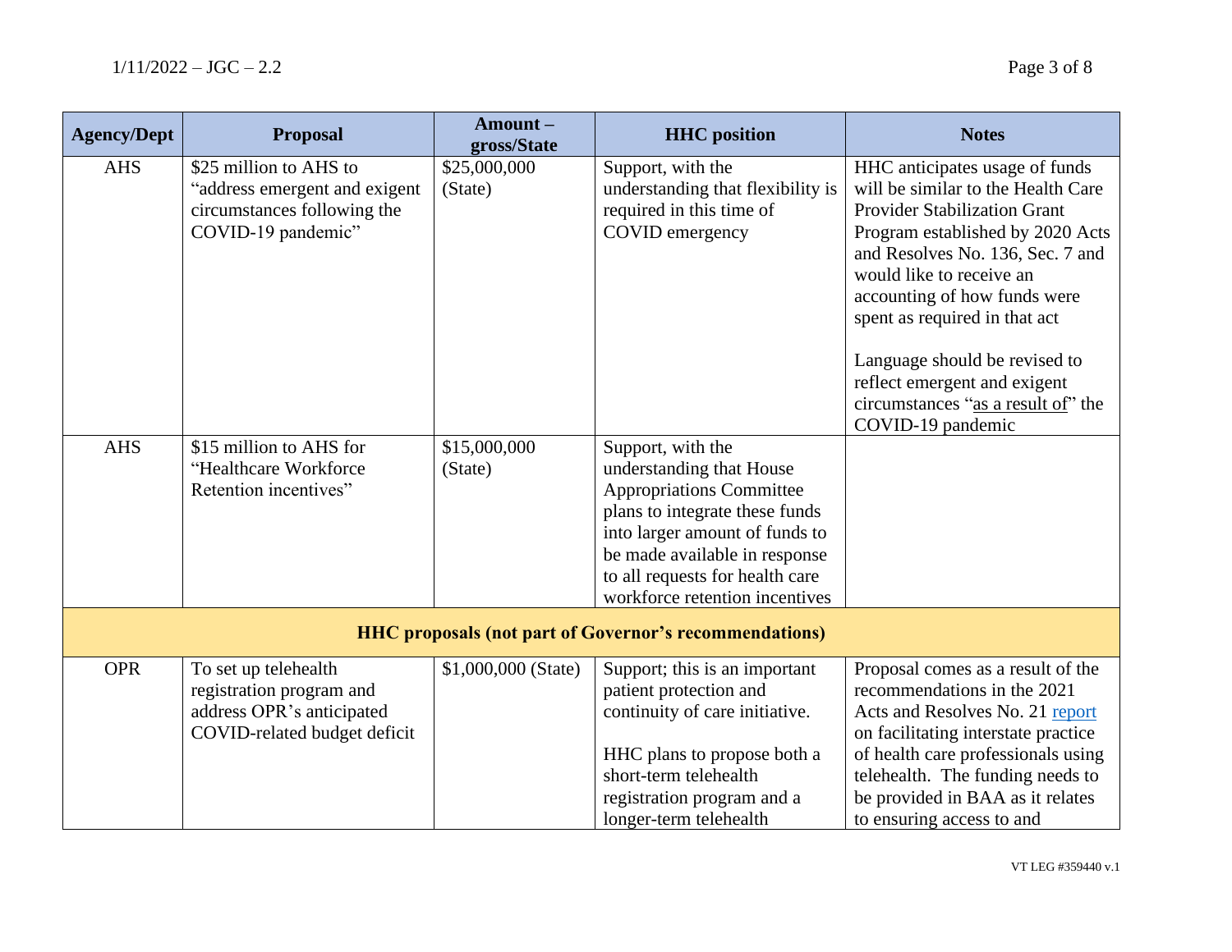| Agency/Dept | Proposal | Amount – gross/State | HHC position | Notes |
|---|---|---|---|---|
| AHS | $25 million to AHS to "address emergent and exigent circumstances following the COVID-19 pandemic" | $25,000,000 (State) | Support, with the understanding that flexibility is required in this time of COVID emergency | HHC anticipates usage of funds will be similar to the Health Care Provider Stabilization Grant Program established by 2020 Acts and Resolves No. 136, Sec. 7 and would like to receive an accounting of how funds were spent as required in that act<br><br>Language should be revised to reflect emergent and exigent circumstances "as a result of" the COVID-19 pandemic |
| AHS | $15 million to AHS for "Healthcare Workforce Retention incentives" | $15,000,000 (State) | Support, with the understanding that House Appropriations Committee plans to integrate these funds into larger amount of funds to be made available in response to all requests for health care workforce retention incentives | |
| **HHC proposals (not part of Governor's recommendations)** | | | | |
| OPR | To set up telehealth registration program and address OPR's anticipated COVID-related budget deficit | $1,000,000 (State) | Support; this is an important patient protection and continuity of care initiative.<br><br>HHC plans to propose both a short-term telehealth registration program and a longer-term telehealth | Proposal comes as a result of the recommendations in the 2021 Acts and Resolves No. 21 report on facilitating interstate practice of health care professionals using telehealth. The funding needs to be provided in BAA as it relates to ensuring access to and |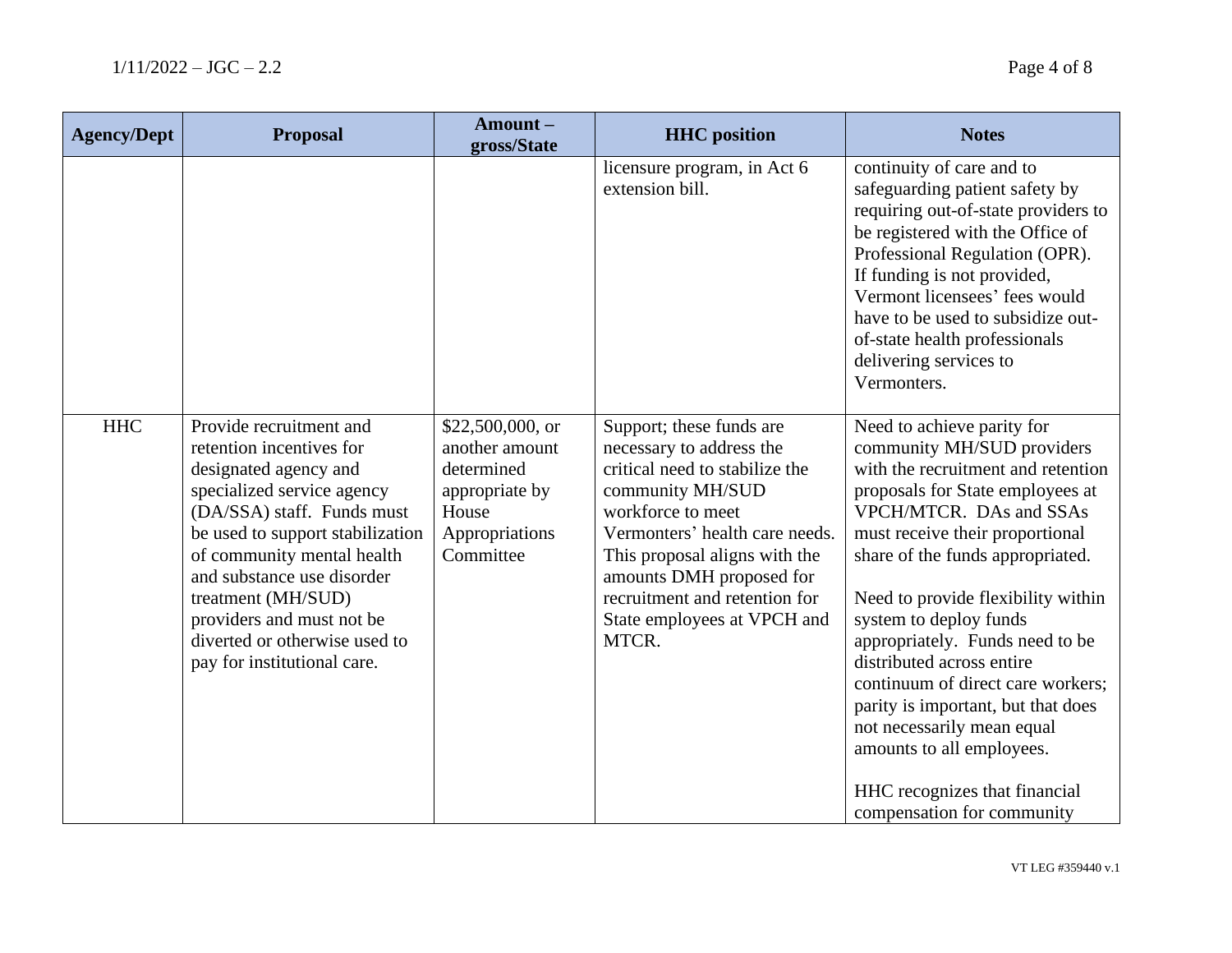| Agency/Dept | Proposal | Amount – gross/State | HHC position | Notes |
|---|---|---|---|---|
| | | | licensure program, in Act 6 extension bill. | continuity of care and to safeguarding patient safety by requiring out-of-state providers to be registered with the Office of Professional Regulation (OPR). If funding is not provided, Vermont licensees' fees would have to be used to subsidize out-of-state health professionals delivering services to Vermonters. |
| HHC | Provide recruitment and retention incentives for designated agency and specialized service agency (DA/SSA) staff. Funds must be used to support stabilization of community mental health and substance use disorder treatment (MH/SUD) providers and must not be diverted or otherwise used to pay for institutional care. | $22,500,000, or another amount determined appropriate by House Appropriations Committee | Support; these funds are necessary to address the critical need to stabilize the community MH/SUD workforce to meet Vermonters' health care needs. This proposal aligns with the amounts DMH proposed for recruitment and retention for State employees at VPCH and MTCR. | Need to achieve parity for community MH/SUD providers with the recruitment and retention proposals for State employees at VPCH/MTCR. DAs and SSAs must receive their proportional share of the funds appropriated.<br><br>Need to provide flexibility within system to deploy funds appropriately. Funds need to be distributed across entire continuum of direct care workers; parity is important, but that does not necessarily mean equal amounts to all employees.<br><br>HHC recognizes that financial compensation for community |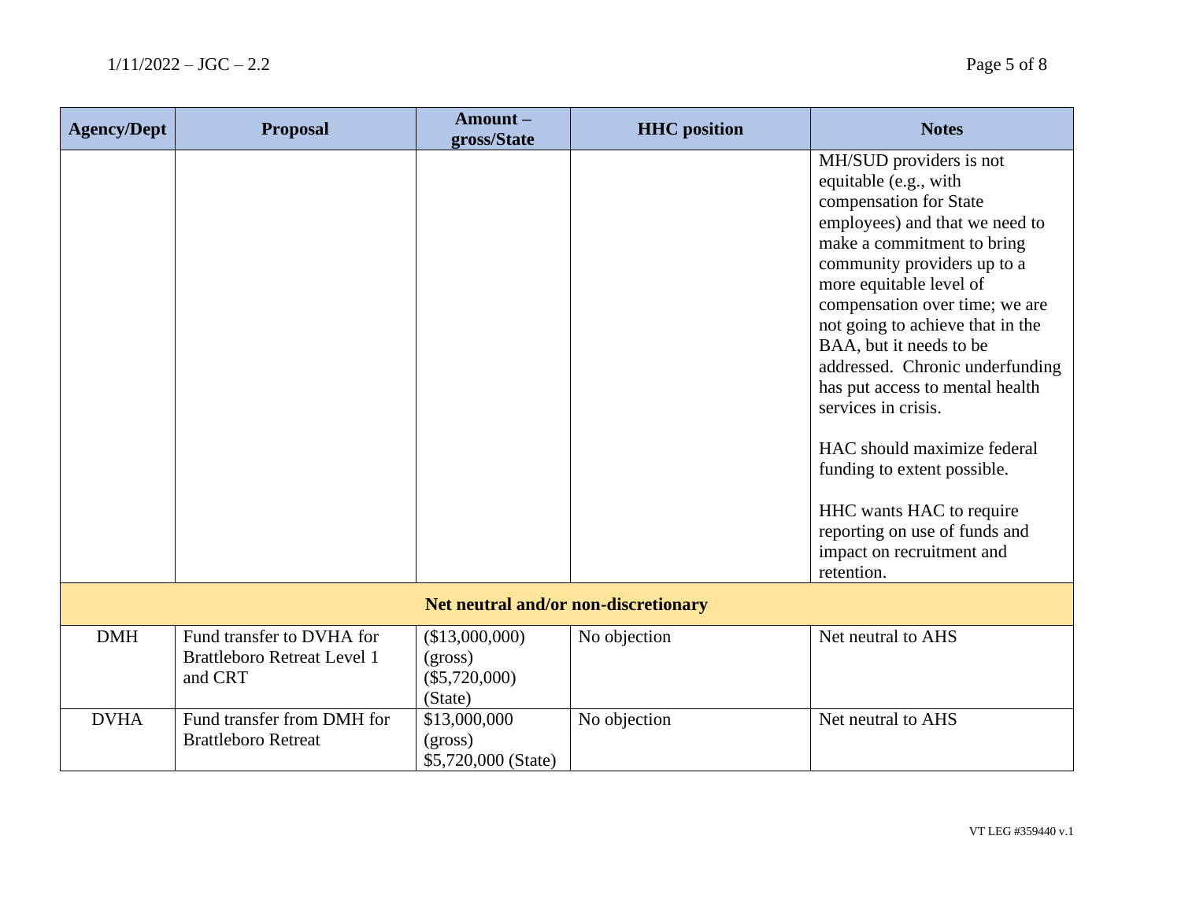| Agency/Dept | Proposal | Amount – gross/State | HHC position | Notes |
|---|---|---|---|---|
| | | | | MH/SUD providers is not equitable (e.g., with compensation for State employees) and that we need to make a commitment to bring community providers up to a more equitable level of compensation over time; we are not going to achieve that in the BAA, but it needs to be addressed. Chronic underfunding has put access to mental health services in crisis.<br><br>HAC should maximize federal funding to extent possible.<br><br>HHC wants HAC to require reporting on use of funds and impact on recruitment and retention. |
| **Net neutral and/or non-discretionary** | | | | |
| DMH | Fund transfer to DVHA for Brattleboro Retreat Level 1 and CRT | ($13,000,000) (gross)<br>($5,720,000) (State) | No objection | Net neutral to AHS |
| DVHA | Fund transfer from DMH for Brattleboro Retreat | $13,000,000 (gross)<br>$5,720,000 (State) | No objection | Net neutral to AHS |

VT LEG #359440 v.1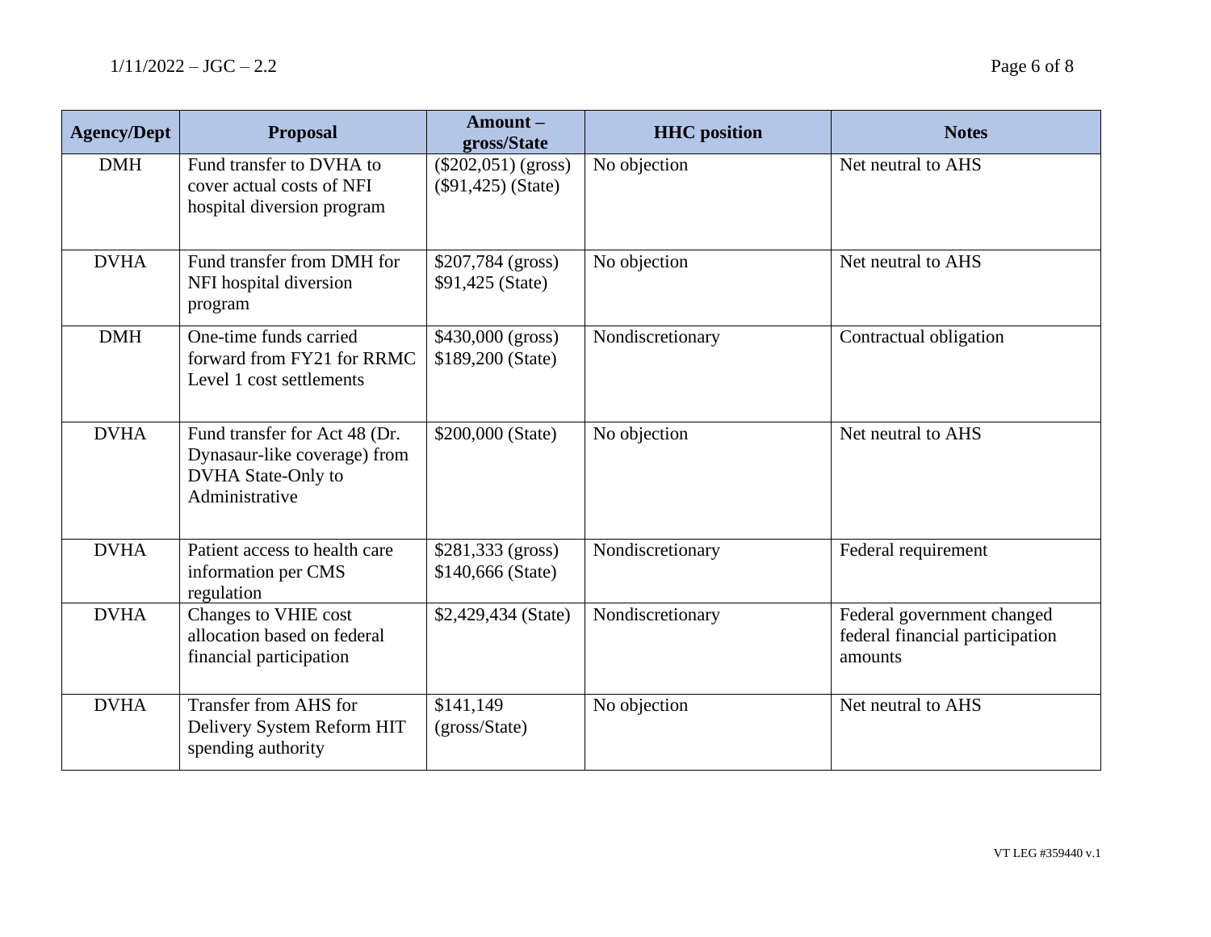| Agency/Dept | Proposal | Amount – gross/State | HHC position | Notes |
|---|---|---|---|---|
| DMH | Fund transfer to DVHA to cover actual costs of NFI hospital diversion program | ($202,051) (gross) ($91,425) (State) | No objection | Net neutral to AHS |
| DVHA | Fund transfer from DMH for NFI hospital diversion program | $207,784 (gross) $91,425 (State) | No objection | Net neutral to AHS |
| DMH | One-time funds carried forward from FY21 for RRMC Level 1 cost settlements | $430,000 (gross) $189,200 (State) | Nondiscretionary | Contractual obligation |
| DVHA | Fund transfer for Act 48 (Dr. Dynasaur-like coverage) from DVHA State-Only to Administrative | $200,000 (State) | No objection | Net neutral to AHS |
| DVHA | Patient access to health care information per CMS regulation | $281,333 (gross) $140,666 (State) | Nondiscretionary | Federal requirement |
| DVHA | Changes to VHIE cost allocation based on federal financial participation | $2,429,434 (State) | Nondiscretionary | Federal government changed federal financial participation amounts |
| DVHA | Transfer from AHS for Delivery System Reform HIT spending authority | $141,149 (gross/State) | No objection | Net neutral to AHS |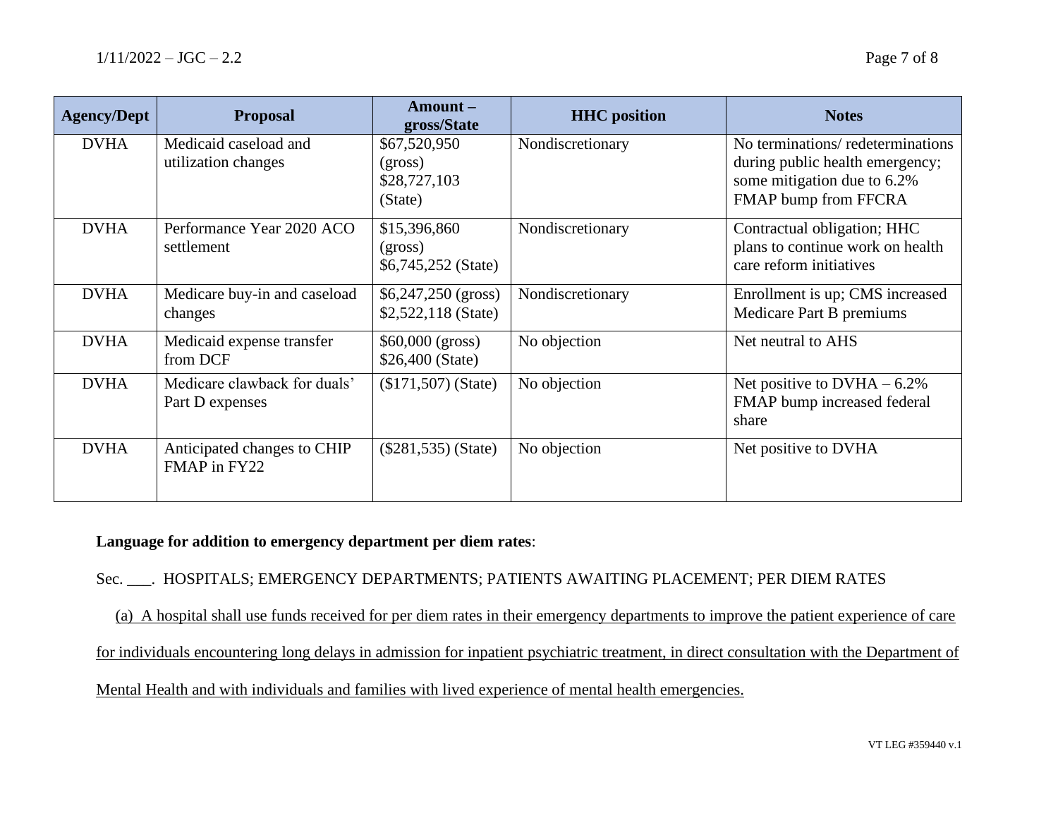| Agency/Dept | Proposal | Amount – gross/State | HHC position | Notes |
| --- | --- | --- | --- | --- |
| DVHA | Medicaid caseload and utilization changes | $67,520,950 (gross) $28,727,103 (State) | Nondiscretionary | No terminations/ redeterminations during public health emergency; some mitigation due to 6.2% FMAP bump from FFCRA |
| DVHA | Performance Year 2020 ACO settlement | $15,396,860 (gross) $6,745,252 (State) | Nondiscretionary | Contractual obligation; HHC plans to continue work on health care reform initiatives |
| DVHA | Medicare buy-in and caseload changes | $6,247,250 (gross) $2,522,118 (State) | Nondiscretionary | Enrollment is up; CMS increased Medicare Part B premiums |
| DVHA | Medicaid expense transfer from DCF | $60,000 (gross) $26,400 (State) | No objection | Net neutral to AHS |
| DVHA | Medicare clawback for duals' Part D expenses | ($171,507) (State) | No objection | Net positive to DVHA – 6.2% FMAP bump increased federal share |
| DVHA | Anticipated changes to CHIP FMAP in FY22 | ($281,535) (State) | No objection | Net positive to DVHA |

**Language for addition to emergency department per diem rates**:

Sec. ___. HOSPITALS; EMERGENCY DEPARTMENTS; PATIENTS AWAITING PLACEMENT; PER DIEM RATES

(a) A hospital shall use funds received for per diem rates in their emergency departments to improve the patient experience of care for individuals encountering long delays in admission for inpatient psychiatric treatment, in direct consultation with the Department of Mental Health and with individuals and families with lived experience of mental health emergencies.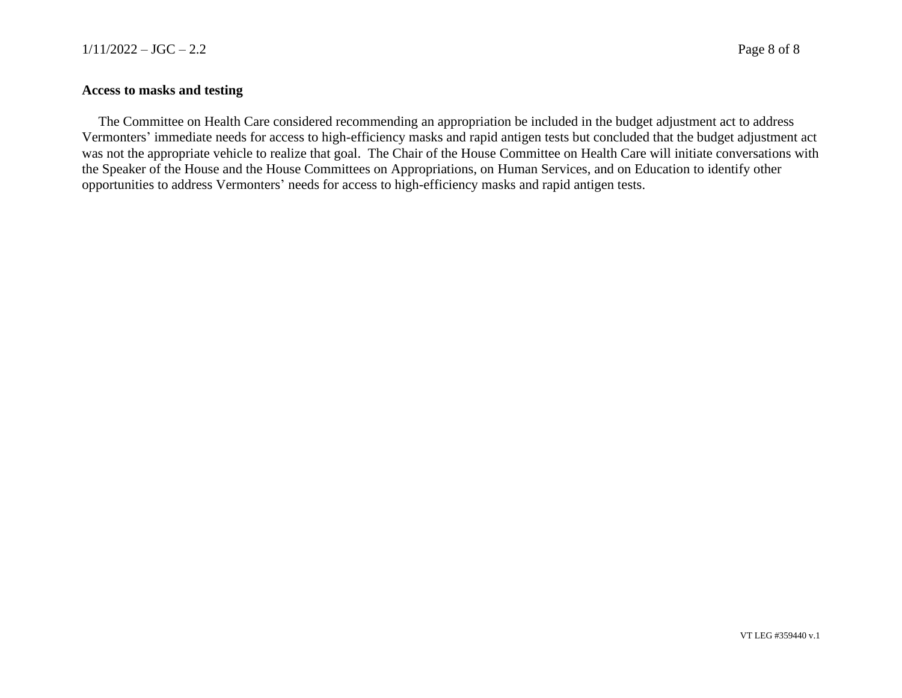**Access to masks and testing**

The Committee on Health Care considered recommending an appropriation be included in the budget adjustment act to address Vermonters' immediate needs for access to high-efficiency masks and rapid antigen tests but concluded that the budget adjustment act was not the appropriate vehicle to realize that goal. The Chair of the House Committee on Health Care will initiate conversations with the Speaker of the House and the House Committees on Appropriations, on Human Services, and on Education to identify other opportunities to address Vermonters' needs for access to high-efficiency masks and rapid antigen tests.